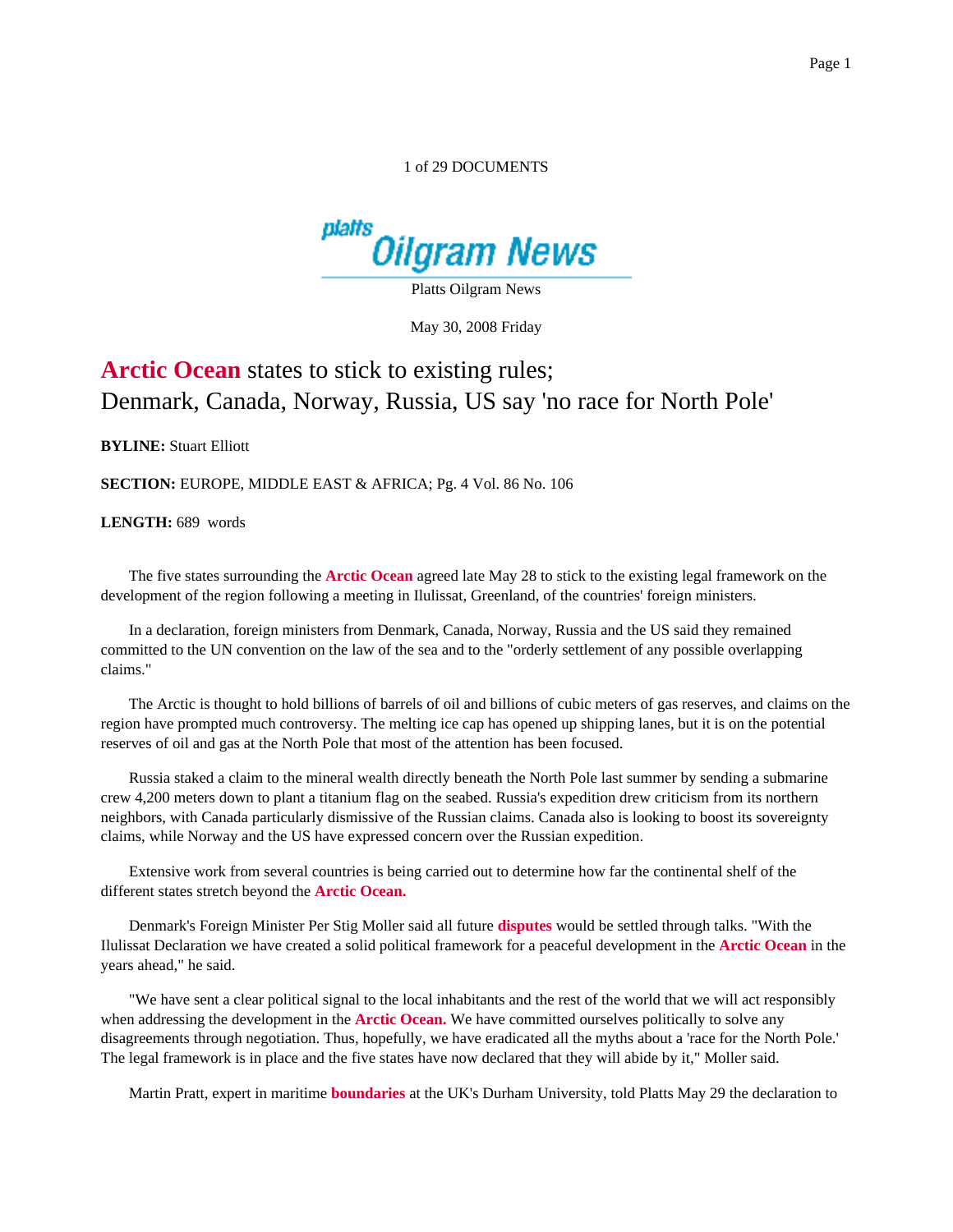1 of 29 DOCUMENTS

Platts Oilgram News

May 30, 2008 Friday

# Arctic Ocean states to stick to existing rules; Denmark, Canada, Norway, Russia, US say 'no race for North Pole'

**BYLINE:** Stuart Elliott

**SECTION:** EUROPE, MIDDLE EAST & AFRICA; Pg. 4 Vol. 86 No. 106

**LENGTH:** 689 words

The five states surrounding the **Arctic Ocean** agreed late May 28 to stick to the existing legal framework on the development of the region following a meeting in Ilulissat, Greenland, of the countries' foreign ministers.

In a declaration, foreign ministers from Denmark, Canada, Norway, Russia and the US said they remained committed to the UN convention on the law of the sea and to the "orderly settlement of any possible overlapping claims."

The Arctic is thought to hold billions of barrels of oil and billions of cubic meters of gas reserves, and claims on the region have prompted much controversy. The melting ice cap has opened up shipping lanes, but it is on the potential reserves of oil and gas at the North Pole that most of the attention has been focused.

Russia staked a claim to the mineral wealth directly beneath the North Pole last summer by sending a submarine crew 4,200 meters down to plant a titanium flag on the seabed. Russia's expedition drew criticism from its northern neighbors, with Canada particularly dismissive of the Russian claims. Canada also is looking to boost its sovereignty claims, while Norway and the US have expressed concern over the Russian expedition.

Extensive work from several countries is being carried out to determine how far the continental shelf of the different states stretch beyond the **Arctic Ocean.**

Denmark's Foreign Minister Per Stig Moller said all future **disputes** would be settled through talks. "With the Ilulissat Declaration we have created a solid political framework for a peaceful development in the **Arctic Ocean** in the years ahead," he said.

"We have sent a clear political signal to the local inhabitants and the rest of the world that we will act responsibly when addressing the development in the **Arctic Ocean.** We have committed ourselves politically to solve any disagreements through negotiation. Thus, hopefully, we have eradicated all the myths about a 'race for the North Pole.' The legal framework is in place and the five states have now declared that they will abide by it," Moller said.

Martin Pratt, expert in maritime **boundaries** at the UK's Durham University, told Platts May 29 the declaration to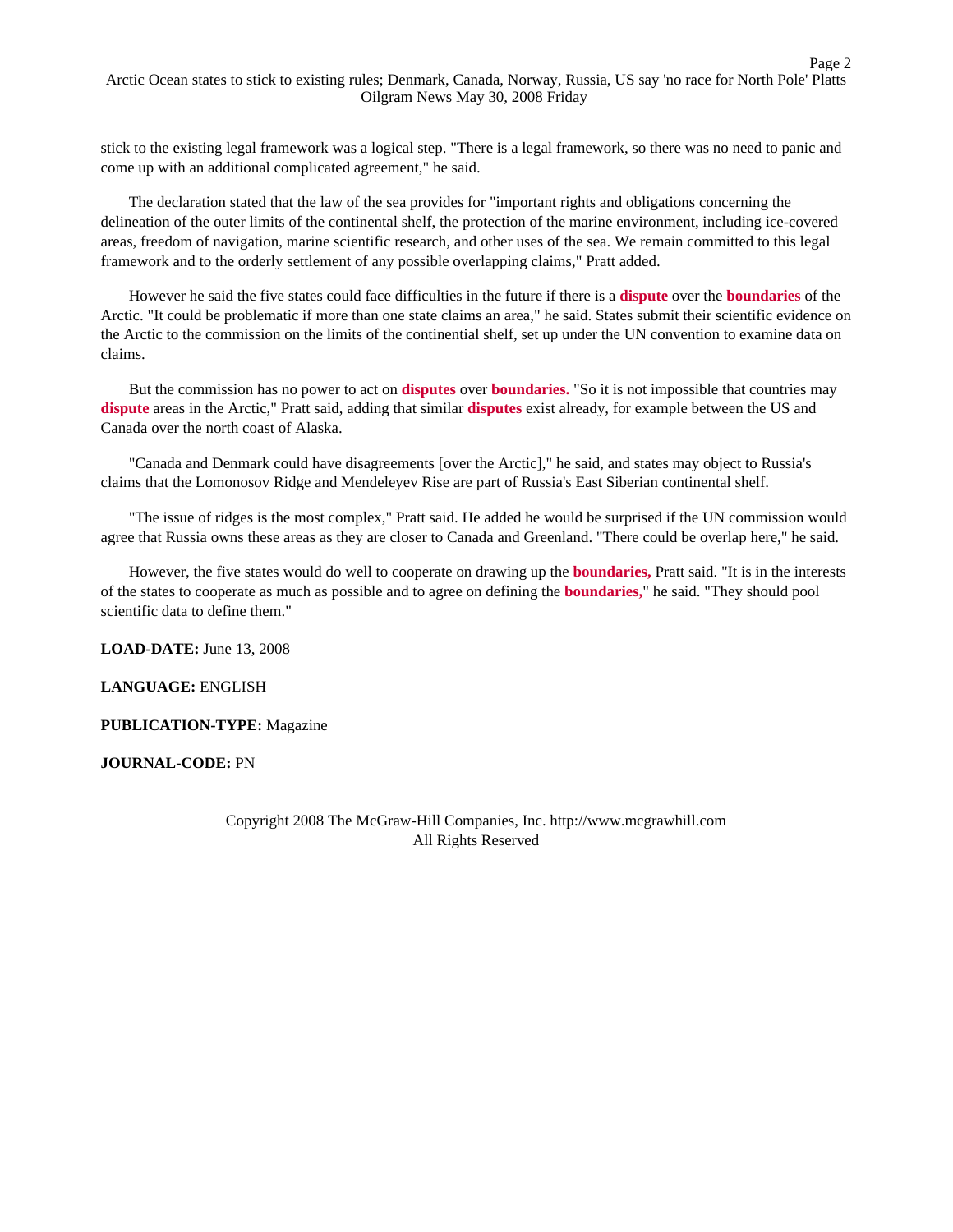stick to the existing legal framework was a logical step. "There is a legal framework, so there was no need to panic and come up with an additional complicated agreement," he said.

The declaration stated that the law of the sea provides for "important rights and obligations concerning the delineation of the outer limits of the continental shelf, the protection of the marine environment, including ice-covered areas, freedom of navigation, marine scientific research, and other uses of the sea. We remain committed to this legal framework and to the orderly settlement of any possible overlapping claims," Pratt added.

However he said the five states could face difficulties in the future if there is a **dispute** over the **boundaries** of the Arctic. "It could be problematic if more than one state claims an area," he said. States submit their scientific evidence on the Arctic to the commission on the limits of the continental shelf, set up under the UN convention to examine data on claims.

But the commission has no power to act on **disputes** over **boundaries.** "So it is not impossible that countries may **dispute** areas in the Arctic," Pratt said, adding that similar **disputes** exist already, for example between the US and Canada over the north coast of Alaska.

"Canada and Denmark could have disagreements [over the Arctic]," he said, and states may object to Russia's claims that the Lomonosov Ridge and Mendeleyev Rise are part of Russia's East Siberian continental shelf.

"The issue of ridges is the most complex," Pratt said. He added he would be surprised if the UN commission would agree that Russia owns these areas as they are closer to Canada and Greenland. "There could be overlap here," he said.

However, the five states would do well to cooperate on drawing up the **boundaries,** Pratt said. "It is in the interests of the states to cooperate as much as possible and to agree on defining the **boundaries,**" he said. "They should pool scientific data to define them."

**LOAD-DATE:** June 13, 2008

**LANGUAGE:** ENGLISH

**PUBLICATION-TYPE:** Magazine

**JOURNAL-CODE:** PN

Copyright 2008 The McGraw-Hill Companies, Inc. http://www.mcgrawhill.com
All Rights Reserved